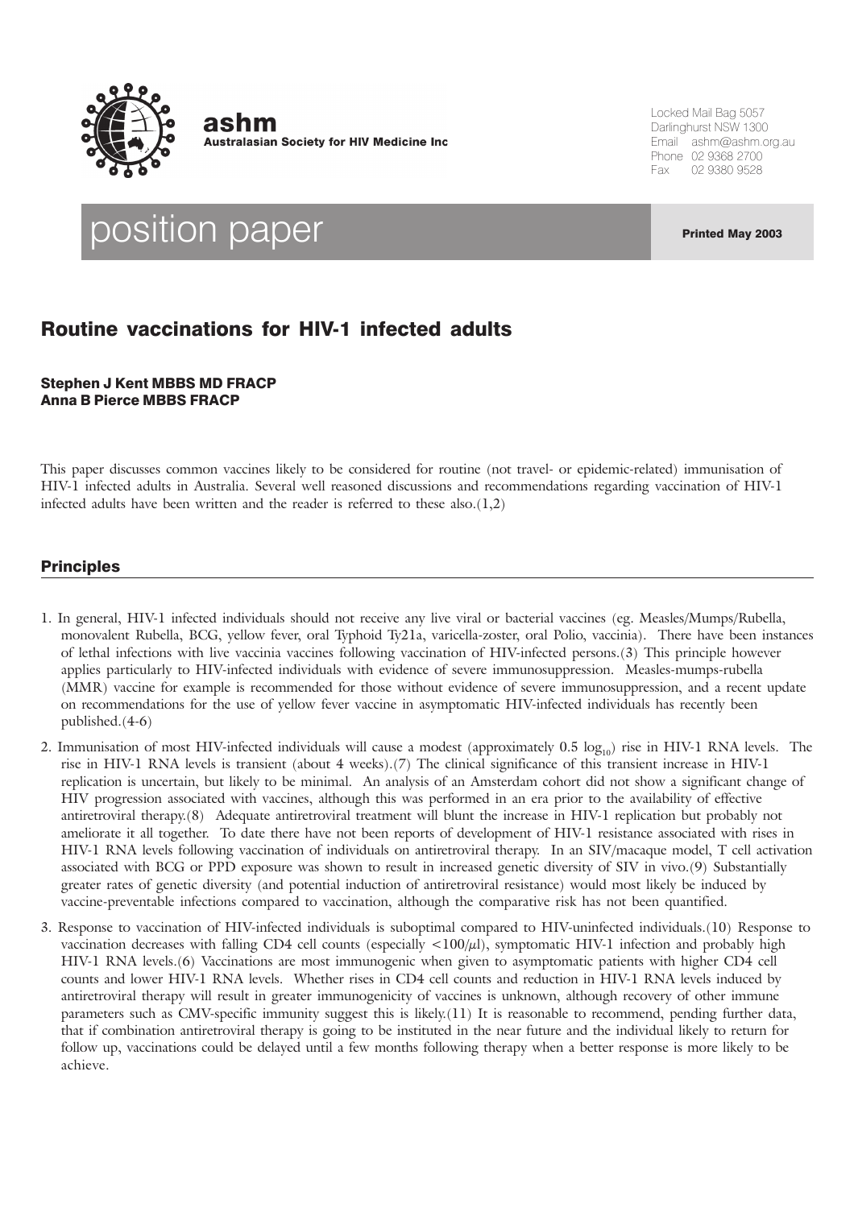**ashm**
**Australasian Society for HIV Medicine Inc**

Locked Mail Bag 5057
Darlinghurst NSW 1300
Email ashm@ashm.org.au
Phone 02 9368 2700
Fax 02 9380 9528

# position paper

**Printed May 2003**

## Routine vaccinations for HIV-1 infected adults

**Stephen J Kent MBBS MD FRACP**
**Anna B Pierce MBBS FRACP**

This paper discusses common vaccines likely to be considered for routine (not travel- or epidemic-related) immunisation of HIV-1 infected adults in Australia. Several well reasoned discussions and recommendations regarding vaccination of HIV-1 infected adults have been written and the reader is referred to these also.(1,2)

### Principles

1. In general, HIV-1 infected individuals should not receive any live viral or bacterial vaccines (eg. Measles/Mumps/Rubella, monovalent Rubella, BCG, yellow fever, oral Typhoid Ty21a, varicella-zoster, oral Polio, vaccinia). There have been instances of lethal infections with live vaccinia vaccines following vaccination of HIV-infected persons.(3) This principle however applies particularly to HIV-infected individuals with evidence of severe immunosuppression. Measles-mumps-rubella (MMR) vaccine for example is recommended for those without evidence of severe immunosuppression, and a recent update on recommendations for the use of yellow fever vaccine in asymptomatic HIV-infected individuals has recently been published.(4-6)
2. Immunisation of most HIV-infected individuals will cause a modest (approximately 0.5 $\log_{10}$) rise in HIV-1 RNA levels. The rise in HIV-1 RNA levels is transient (about 4 weeks).(7) The clinical significance of this transient increase in HIV-1 replication is uncertain, but likely to be minimal. An analysis of an Amsterdam cohort did not show a significant change of HIV progression associated with vaccines, although this was performed in an era prior to the availability of effective antiretroviral therapy.(8) Adequate antiretroviral treatment will blunt the increase in HIV-1 replication but probably not ameliorate it all together. To date there have not been reports of development of HIV-1 resistance associated with rises in HIV-1 RNA levels following vaccination of individuals on antiretroviral therapy. In an SIV/macaque model, T cell activation associated with BCG or PPD exposure was shown to result in increased genetic diversity of SIV in vivo.(9) Substantially greater rates of genetic diversity (and potential induction of antiretroviral resistance) would most likely be induced by vaccine-preventable infections compared to vaccination, although the comparative risk has not been quantified.
3. Response to vaccination of HIV-infected individuals is suboptimal compared to HIV-uninfected individuals.(10) Response to vaccination decreases with falling CD4 cell counts (especially <100/μl), symptomatic HIV-1 infection and probably high HIV-1 RNA levels.(6) Vaccinations are most immunogenic when given to asymptomatic patients with higher CD4 cell counts and lower HIV-1 RNA levels. Whether rises in CD4 cell counts and reduction in HIV-1 RNA levels induced by antiretroviral therapy will result in greater immunogenicity of vaccines is unknown, although recovery of other immune parameters such as CMV-specific immunity suggest this is likely.(11) It is reasonable to recommend, pending further data, that if combination antiretroviral therapy is going to be instituted in the near future and the individual likely to return for follow up, vaccinations could be delayed until a few months following therapy when a better response is more likely to be achieve.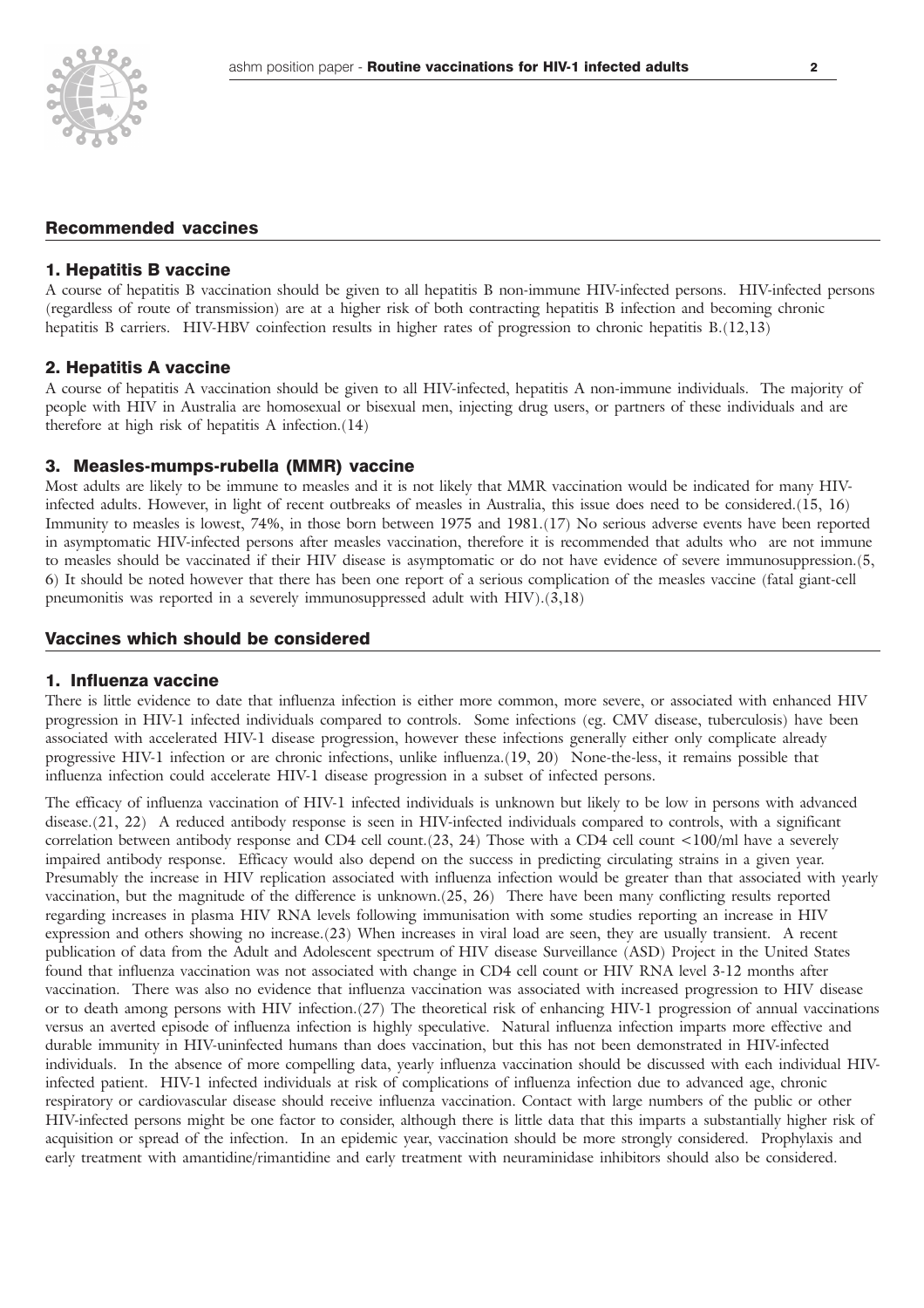## Recommended vaccines

### 1. Hepatitis B vaccine

A course of hepatitis B vaccination should be given to all hepatitis B non-immune HIV-infected persons. HIV-infected persons (regardless of route of transmission) are at a higher risk of both contracting hepatitis B infection and becoming chronic hepatitis B carriers. HIV-HBV coinfection results in higher rates of progression to chronic hepatitis B.(12,13)

### 2. Hepatitis A vaccine

A course of hepatitis A vaccination should be given to all HIV-infected, hepatitis A non-immune individuals. The majority of people with HIV in Australia are homosexual or bisexual men, injecting drug users, or partners of these individuals and are therefore at high risk of hepatitis A infection.(14)

### 3. Measles-mumps-rubella (MMR) vaccine

Most adults are likely to be immune to measles and it is not likely that MMR vaccination would be indicated for many HIV-infected adults. However, in light of recent outbreaks of measles in Australia, this issue does need to be considered.(15, 16) Immunity to measles is lowest, 74%, in those born between 1975 and 1981.(17) No serious adverse events have been reported in asymptomatic HIV-infected persons after measles vaccination, therefore it is recommended that adults who are not immune to measles should be vaccinated if their HIV disease is asymptomatic or do not have evidence of severe immunosuppression.(5, 6) It should be noted however that there has been one report of a serious complication of the measles vaccine (fatal giant-cell pneumonitis was reported in a severely immunosuppressed adult with HIV).(3,18)

## Vaccines which should be considered

### 1. Influenza vaccine

There is little evidence to date that influenza infection is either more common, more severe, or associated with enhanced HIV progression in HIV-1 infected individuals compared to controls. Some infections (eg. CMV disease, tuberculosis) have been associated with accelerated HIV-1 disease progression, however these infections generally either only complicate already progressive HIV-1 infection or are chronic infections, unlike influenza.(19, 20) None-the-less, it remains possible that influenza infection could accelerate HIV-1 disease progression in a subset of infected persons.

The efficacy of influenza vaccination of HIV-1 infected individuals is unknown but likely to be low in persons with advanced disease.(21, 22) A reduced antibody response is seen in HIV-infected individuals compared to controls, with a significant correlation between antibody response and CD4 cell count.(23, 24) Those with a CD4 cell count <100/ml have a severely impaired antibody response. Efficacy would also depend on the success in predicting circulating strains in a given year. Presumably the increase in HIV replication associated with influenza infection would be greater than that associated with yearly vaccination, but the magnitude of the difference is unknown.(25, 26) There have been many conflicting results reported regarding increases in plasma HIV RNA levels following immunisation with some studies reporting an increase in HIV expression and others showing no increase.(23) When increases in viral load are seen, they are usually transient. A recent publication of data from the Adult and Adolescent spectrum of HIV disease Surveillance (ASD) Project in the United States found that influenza vaccination was not associated with change in CD4 cell count or HIV RNA level 3-12 months after vaccination. There was also no evidence that influenza vaccination was associated with increased progression to HIV disease or to death among persons with HIV infection.(27) The theoretical risk of enhancing HIV-1 progression of annual vaccinations versus an averted episode of influenza infection is highly speculative. Natural influenza infection imparts more effective and durable immunity in HIV-uninfected humans than does vaccination, but this has not been demonstrated in HIV-infected individuals. In the absence of more compelling data, yearly influenza vaccination should be discussed with each individual HIV-infected patient. HIV-1 infected individuals at risk of complications of influenza infection due to advanced age, chronic respiratory or cardiovascular disease should receive influenza vaccination. Contact with large numbers of the public or other HIV-infected persons might be one factor to consider, although there is little data that this imparts a substantially higher risk of acquisition or spread of the infection. In an epidemic year, vaccination should be more strongly considered. Prophylaxis and early treatment with amantidine/rimantidine and early treatment with neuraminidase inhibitors should also be considered.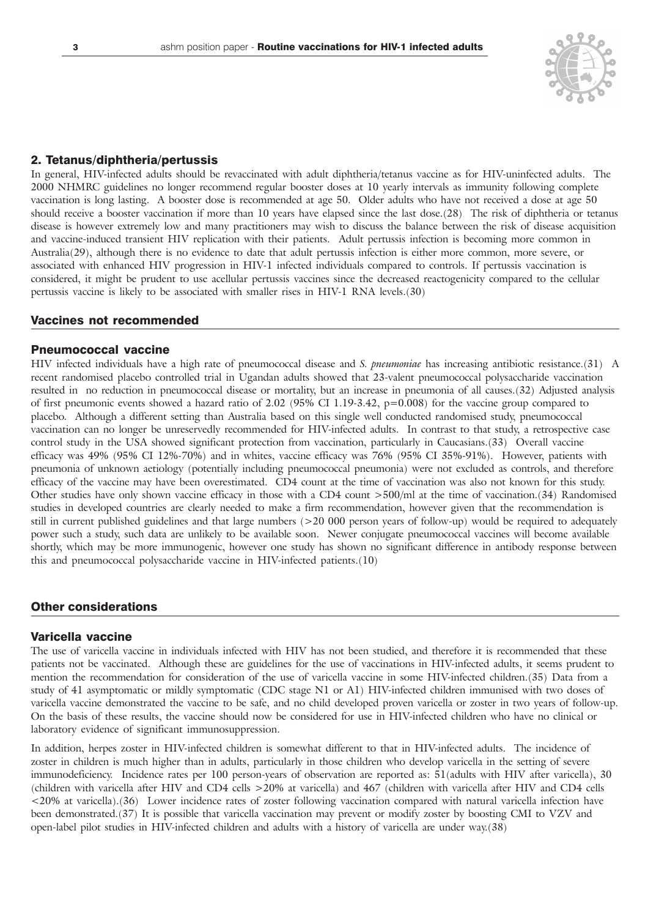## 2. Tetanus/diphtheria/pertussis

In general, HIV-infected adults should be revaccinated with adult diphtheria/tetanus vaccine as for HIV-uninfected adults. The 2000 NHMRC guidelines no longer recommend regular booster doses at 10 yearly intervals as immunity following complete vaccination is long lasting. A booster dose is recommended at age 50. Older adults who have not received a dose at age 50 should receive a booster vaccination if more than 10 years have elapsed since the last dose.(28) The risk of diphtheria or tetanus disease is however extremely low and many practitioners may wish to discuss the balance between the risk of disease acquisition and vaccine-induced transient HIV replication with their patients. Adult pertussis infection is becoming more common in Australia(29), although there is no evidence to date that adult pertussis infection is either more common, more severe, or associated with enhanced HIV progression in HIV-1 infected individuals compared to controls. If pertussis vaccination is considered, it might be prudent to use acellular pertussis vaccines since the decreased reactogenicity compared to the cellular pertussis vaccine is likely to be associated with smaller rises in HIV-1 RNA levels.(30)

## Vaccines not recommended

### Pneumococcal vaccine

HIV infected individuals have a high rate of pneumococcal disease and *S. pneumoniae* has increasing antibiotic resistance.(31) A recent randomised placebo controlled trial in Ugandan adults showed that 23-valent pneumococcal polysaccharide vaccination resulted in no reduction in pneumococcal disease or mortality, but an increase in pneumonia of all causes.(32) Adjusted analysis of first pneumonic events showed a hazard ratio of 2.02 (95% CI 1.19-3.42, $p=0.008$) for the vaccine group compared to placebo. Although a different setting than Australia based on this single well conducted randomised study, pneumococcal vaccination can no longer be unreservedly recommended for HIV-infected adults. In contrast to that study, a retrospective case control study in the USA showed significant protection from vaccination, particularly in Caucasians.(33) Overall vaccine efficacy was 49% (95% CI 12%-70%) and in whites, vaccine efficacy was 76% (95% CI 35%-91%). However, patients with pneumonia of unknown aetiology (potentially including pneumococcal pneumonia) were not excluded as controls, and therefore efficacy of the vaccine may have been overestimated. CD4 count at the time of vaccination was also not known for this study. Other studies have only shown vaccine efficacy in those with a CD4 count >500/ml at the time of vaccination.(34) Randomised studies in developed countries are clearly needed to make a firm recommendation, however given that the recommendation is still in current published guidelines and that large numbers (>20 000 person years of follow-up) would be required to adequately power such a study, such data are unlikely to be available soon. Newer conjugate pneumococcal vaccines will become available shortly, which may be more immunogenic, however one study has shown no significant difference in antibody response between this and pneumococcal polysaccharide vaccine in HIV-infected patients.(10)

## Other considerations

### Varicella vaccine

The use of varicella vaccine in individuals infected with HIV has not been studied, and therefore it is recommended that these patients not be vaccinated. Although these are guidelines for the use of vaccinations in HIV-infected adults, it seems prudent to mention the recommendation for consideration of the use of varicella vaccine in some HIV-infected children.(35) Data from a study of 41 asymptomatic or mildly symptomatic (CDC stage N1 or A1) HIV-infected children immunised with two doses of varicella vaccine demonstrated the vaccine to be safe, and no child developed proven varicella or zoster in two years of follow-up. On the basis of these results, the vaccine should now be considered for use in HIV-infected children who have no clinical or laboratory evidence of significant immunosuppression.

In addition, herpes zoster in HIV-infected children is somewhat different to that in HIV-infected adults. The incidence of zoster in children is much higher than in adults, particularly in those children who develop varicella in the setting of severe immunodeficiency. Incidence rates per 100 person-years of observation are reported as: 51(adults with HIV after varicella), 30 (children with varicella after HIV and CD4 cells >20% at varicella) and 467 (children with varicella after HIV and CD4 cells <20% at varicella).(36) Lower incidence rates of zoster following vaccination compared with natural varicella infection have been demonstrated.(37) It is possible that varicella vaccination may prevent or modify zoster by boosting CMI to VZV and open-label pilot studies in HIV-infected children and adults with a history of varicella are under way.(38)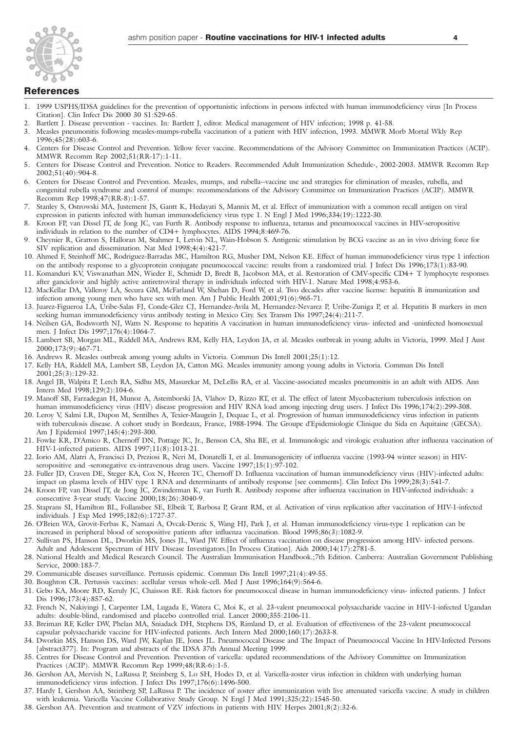## References

1. 1999 USPHS/IDSA guidelines for the prevention of opportunistic infections in persons infected with human immunodeficiency virus [In Process Citation]. Clin Infect Dis 2000 30 S1:S29-65.
2. Bartlett J. Disease prevention - vaccines. In: Bartlett J, editor. Medical management of HIV infection; 1998 p. 41-58.
3. Measles pneumonitis following measles-mumps-rubella vaccination of a patient with HIV infection, 1993. MMWR Morb Mortal Wkly Rep 1996;45(28):603-6.
4. Centers for Disease Control and Prevention. Yellow fever vaccine. Recommendations of the Advisory Committee on Immunization Practices (ACIP). MMWR Recomm Rep 2002;51(RR-17):1-11.
5. Centers for Disease Control and Prevention. Notice to Readers. Recommended Adult Immunization Schedule-, 2002-2003. MMWR Recomm Rep 2002;51(40):904-8.
6. Centers for Disease Control and Prevention. Measles, mumps, and rubella--vaccine use and strategies for elimination of measles, rubella, and congenital rubella syndrome and control of mumps: recommendations of the Advisory Committee on Immunization Practices (ACIP). MMWR Recomm Rep 1998;47(RR-8):1-57.
7. Stanley S, Ostrowski MA, Justement JS, Gantt K, Hedayati S, Mannix M, et al. Effect of immunization with a common recall antigen on viral expression in patients infected with human immunodeficiency virus type 1. N Engl J Med 1996;334(19):1222-30.
8. Kroon FP, van Dissel JT, de Jong JC, van Furth R. Antibody response to influenza, tetanus and pneumococcal vaccines in HIV-seropositive individuals in relation to the number of CD4+ lymphocytes. AIDS 1994;8:469-76.
9. Cheynier R, Gratton S, Halloran M, Stahmer I, Letvin NL, Wain-Hobson S. Antigenic stimulation by BCG vaccine as an in vivo driving force for SIV replication and dissemination. Nat Med 1998;4(4):421-7.
10. Ahmed F, Steinhoff MC, Rodriguez-Barradas MC, Hamilton RG, Musher DM, Nelson KE. Effect of human immunodeficiency virus type 1 infection on the antibody response to a glycoprotein conjugate pneumococcal vaccine: results from a randomized trial. J Infect Dis 1996;173(1):83-90.
11. Komanduri KV, Viswanathan MN, Wieder E, Schmidt D, Bredt B, Jacobson MA, et al. Restoration of CMV-specific CD4+ T lymphocyte responses after ganciclovir and highly active antiretroviral therapy in individuals infected with HIV-1. Nature Med 1998;4:953-6.
12. MacKellar DA, Valleroy LA, Secura GM, McFarland W, Shehan D, Ford W, et al. Two decades after vaccine license: hepatitis B immunization and infection among young men who have sex with men. Am J Public Health 2001;91(6):965-71.
13. Juarez-Figueroa LA, Uribe-Salas FJ, Conde-Glez CJ, Hernandez-Avila M, Hernandez-Nevarez P, Uribe-Zuniga P, et al. Hepatitis B markers in men seeking human immunodeficiency virus antibody testing in Mexico City. Sex Transm Dis 1997;24(4):211-7.
14. Neilsen GA, Bodsworth NJ, Watts N. Response to hepatitis A vaccination in human immunodeficiency virus- infected and -uninfected homosexual men. J Infect Dis 1997;176(4):1064-7.
15. Lambert SB, Morgan ML, Riddell MA, Andrews RM, Kelly HA, Leydon JA, et al. Measles outbreak in young adults in Victoria, 1999. Med J Aust 2000;173(9):467-71.
16. Andrews R. Measles outbreak among young adults in Victoria. Commun Dis Intell 2001;25(1):12.
17. Kelly HA, Riddell MA, Lambert SB, Leydon JA, Catton MG. Measles immunity among young adults in Victoria. Commun Dis Intell 2001;25(3):129-32.
18. Angel JB, Walpita P, Lerch RA, Sidhu MS, Masurekar M, DeLellis RA, et al. Vaccine-associated measles pneumonitis in an adult with AIDS. Ann Intern Med 1998;129(2):104-6.
19. Manoff SB, Farzadegan H, Munoz A, Astemborski JA, Vlahov D, Rizzo RT, et al. The effect of latent Mycobacterium tuberculosis infection on human immunodeficiency virus (HIV) disease progression and HIV RNA load among injecting drug users. J Infect Dis 1996;174(2):299-308.
20. Leroy V, Salmi LR, Dupon M, Sentilhes A, Texier-Maugein J, Dequae L, et al. Progression of human immunodeficiency virus infection in patients with tuberculosis disease. A cohort study in Bordeaux, France, 1988-1994. The Groupe d'Epidemiologie Clinique du Sida en Aquitaine (GECSA). Am J Epidemiol 1997;145(4):293-300.
21. Fowke KR, D'Amico R, Chernoff DN, Pottage JC, Jr., Benson CA, Sha BE, et al. Immunologic and virologic evaluation after influenza vaccination of HIV-1-infected patients. AIDS 1997;11(8):1013-21.
22. Iorio AM, Alatri A, Francisci D, Preziosi R, Neri M, Donatelli I, et al. Immunogenicity of influenza vaccine (1993-94 winter season) in HIV-seropositive and -seronegative ex-intravenous drug users. Vaccine 1997;15(1):97-102.
23. Fuller JD, Craven DE, Steger KA, Cox N, Heeren TC, Chernoff D. Influenza vaccination of human immunodeficiency virus (HIV)-infected adults: impact on plasma levels of HIV type 1 RNA and determinants of antibody response [see comments]. Clin Infect Dis 1999;28(3):541-7.
24. Kroon FP, van Dissel JT, de Jong JC, Zwinderman K, van Furth R. Antibody response after influenza vaccination in HIV-infected individuals: a consecutive 3-year study. Vaccine 2000;18(26):3040-9.
25. Staprans SI, Hamilton BL, Follansbee SE, Elbeik T, Barbosa P, Grant RM, et al. Activation of virus replication after vaccination of HIV-1-infected individuals. J Exp Med 1995;182(6):1727-37.
26. O'Brien WA, Grovit-Ferbas K, Namazi A, Ovcak-Derzic S, Wang HJ, Park J, et al. Human immunodeficiency virus-type 1 replication can be increased in peripheral blood of seropositive patients after influenza vaccination. Blood 1995;86(3):1082-9.
27. Sullivan PS, Hanson DL, Dworkin MS, Jones JL, Ward JW. Effect of influenza vaccination on disease progression among HIV- infected persons. Adult and Adolescent Spectrum of HIV Disease Investigators.[In Process Citation]. Aids 2000;14(17):2781-5.
28. National Health and Medical Research Council. The Australian Immunisation Handbook.;7th Edition. Canberra: Australian Government Publishing Service, 2000:183-7.
29. Communicable diseases surveillance. Pertussis epidemic. Commun Dis Intell 1997;21(4):49-55.
30. Boughton CR. Pertussis vaccines: acellular versus whole-cell. Med J Aust 1996;164(9):564-6.
31. Gebo KA, Moore RD, Keruly JC, Chaisson RE. Risk factors for pneumococcal disease in human immunodeficiency virus- infected patients. J Infect Dis 1996;173(4):857-62.
32. French N, Nakiyingi J, Carpenter LM, Lugada E, Watera C, Moi K, et al. 23-valent pneumococcal polysaccharide vaccine in HIV-1-infected Ugandan adults: double-blind, randomised and placebo controlled trial. Lancet 2000;355:2106-11.
33. Breiman RF, Keller DW, Phelan MA, Sniadack DH, Stephens DS, Rimland D, et al. Evaluation of effectiveness of the 23-valent pneumococcal capsular polysaccharide vaccine for HIV-infected patients. Arch Intern Med 2000;160(17):2633-8.
34. Dworkin MS, Hanson DS, Ward JW, Kaplan JE, Jones JL. Pneumococcal Disease and The Impact of Pneumococcal Vaccine In HIV-Infected Persons [abstract377]. In: Program and abstracts of the IDSA 37th Annual Meeting 1999.
35. Centres for Disease Control and Prevention. Prevention of varicella: updated recommendations of the Advisory Committee on Immunization Practices (ACIP). MMWR Recomm Rep 1999;48(RR-6):1-5.
36. Gershon AA, Mervish N, LaRussa P, Steinberg S, Lo SH, Hodes D, et al. Varicella-zoster virus infection in children with underlying human immunodeficiency virus infection. J Infect Dis 1997;176(6):1496-500.
37. Hardy I, Gershon AA, Steinberg SP, LaRussa P. The incidence of zoster after immunization with live attenuated varicella vaccine. A study in children with leukemia. Varicella Vaccine Collaborative Study Group. N Engl J Med 1991;325(22):1545-50.
38. Gershon AA. Prevention and treatment of VZV infections in patients with HIV. Herpes 2001;8(2):32-6.